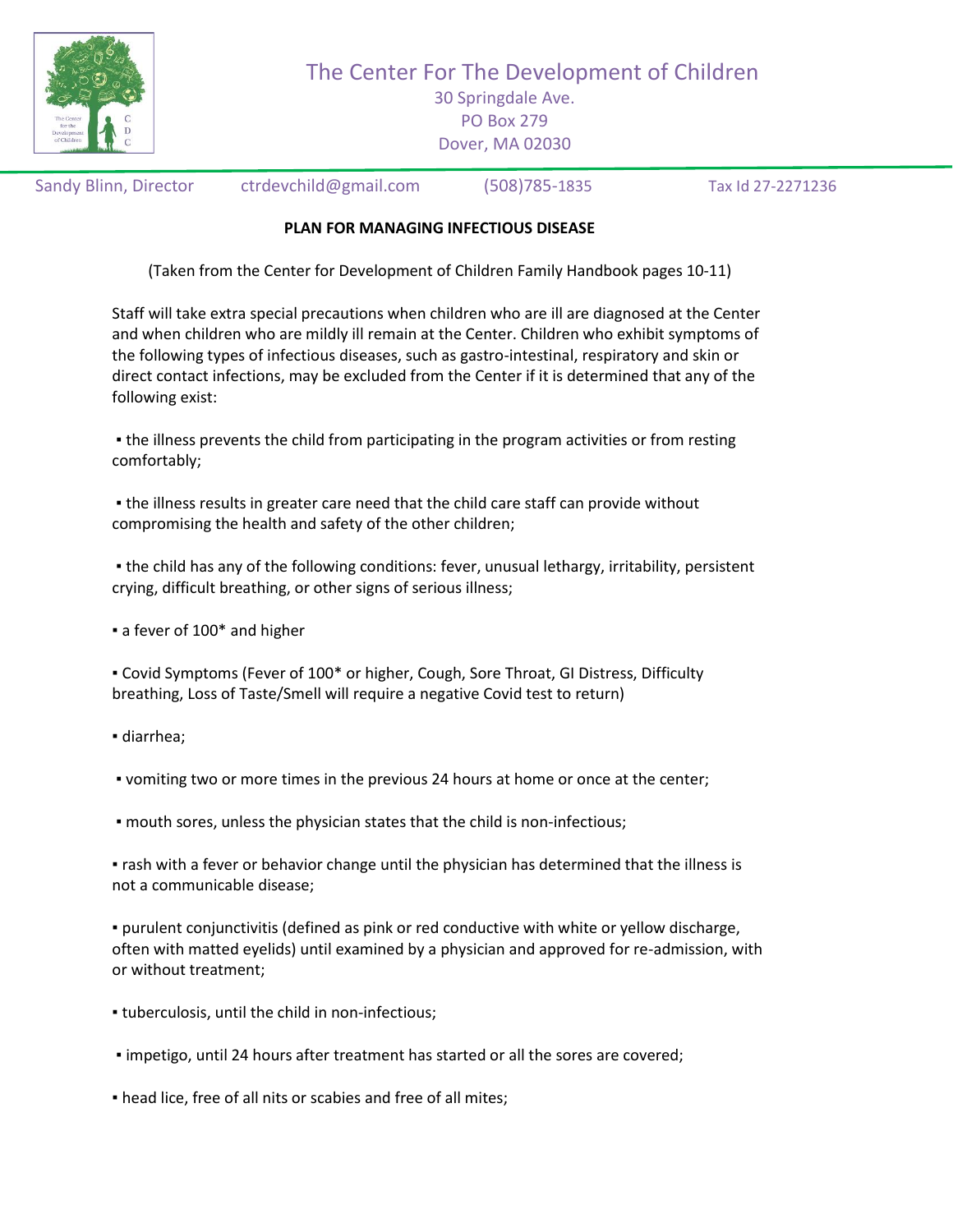# The Center For The Development of Children

30 Springdale Ave.
PO Box 279
Dover, MA 02030

Sandy Blinn, Director    ctrdevchild@gmail.com    (508)785-1835    Tax Id 27-2271236

**PLAN FOR MANAGING INFECTIOUS DISEASE**

(Taken from the Center for Development of Children Family Handbook pages 10-11)

Staff will take extra special precautions when children who are ill are diagnosed at the Center and when children who are mildly ill remain at the Center. Children who exhibit symptoms of the following types of infectious diseases, such as gastro-intestinal, respiratory and skin or direct contact infections, may be excluded from the Center if it is determined that any of the following exist:

▪ the illness prevents the child from participating in the program activities or from resting comfortably;

▪ the illness results in greater care need that the child care staff can provide without compromising the health and safety of the other children;

▪ the child has any of the following conditions: fever, unusual lethargy, irritability, persistent crying, difficult breathing, or other signs of serious illness;

▪ a fever of 100* and higher

▪ Covid Symptoms (Fever of 100* or higher, Cough, Sore Throat, GI Distress, Difficulty breathing, Loss of Taste/Smell will require a negative Covid test to return)

▪ diarrhea;

▪ vomiting two or more times in the previous 24 hours at home or once at the center;

▪ mouth sores, unless the physician states that the child is non-infectious;

▪ rash with a fever or behavior change until the physician has determined that the illness is not a communicable disease;

▪ purulent conjunctivitis (defined as pink or red conductive with white or yellow discharge, often with matted eyelids) until examined by a physician and approved for re-admission, with or without treatment;

▪ tuberculosis, until the child in non-infectious;

▪ impetigo, until 24 hours after treatment has started or all the sores are covered;

▪ head lice, free of all nits or scabies and free of all mites;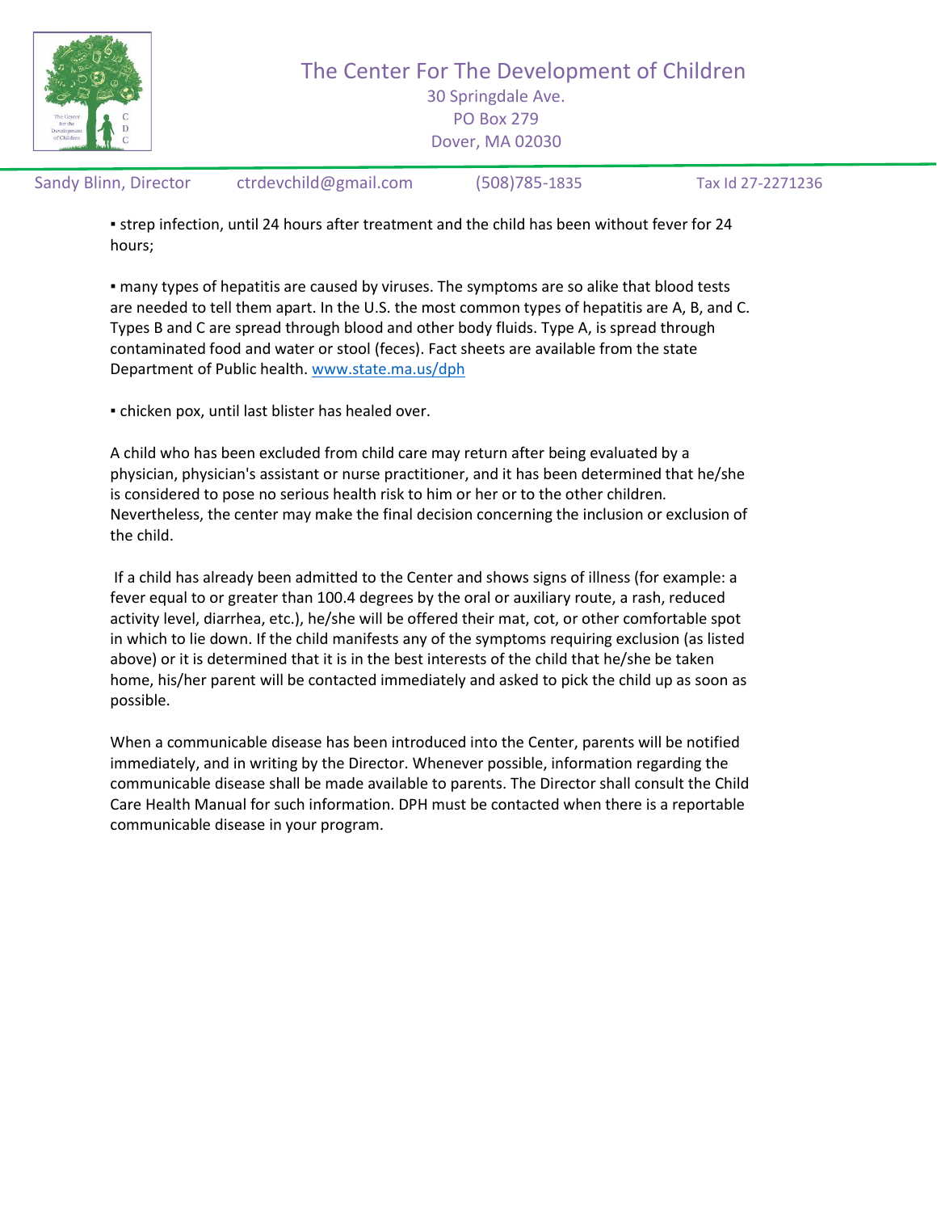▪ strep infection, until 24 hours after treatment and the child has been without fever for 24 hours;

▪ many types of hepatitis are caused by viruses. The symptoms are so alike that blood tests are needed to tell them apart. In the U.S. the most common types of hepatitis are A, B, and C. Types B and C are spread through blood and other body fluids. Type A, is spread through contaminated food and water or stool (feces). Fact sheets are available from the state Department of Public health. [www.state.ma.us/dph](http://www.state.ma.us/dph)

▪ chicken pox, until last blister has healed over.

A child who has been excluded from child care may return after being evaluated by a physician, physician's assistant or nurse practitioner, and it has been determined that he/she is considered to pose no serious health risk to him or her or to the other children. Nevertheless, the center may make the final decision concerning the inclusion or exclusion of the child.

If a child has already been admitted to the Center and shows signs of illness (for example: a fever equal to or greater than 100.4 degrees by the oral or auxiliary route, a rash, reduced activity level, diarrhea, etc.), he/she will be offered their mat, cot, or other comfortable spot in which to lie down. If the child manifests any of the symptoms requiring exclusion (as listed above) or it is determined that it is in the best interests of the child that he/she be taken home, his/her parent will be contacted immediately and asked to pick the child up as soon as possible.

When a communicable disease has been introduced into the Center, parents will be notified immediately, and in writing by the Director. Whenever possible, information regarding the communicable disease shall be made available to parents. The Director shall consult the Child Care Health Manual for such information. DPH must be contacted when there is a reportable communicable disease in your program.